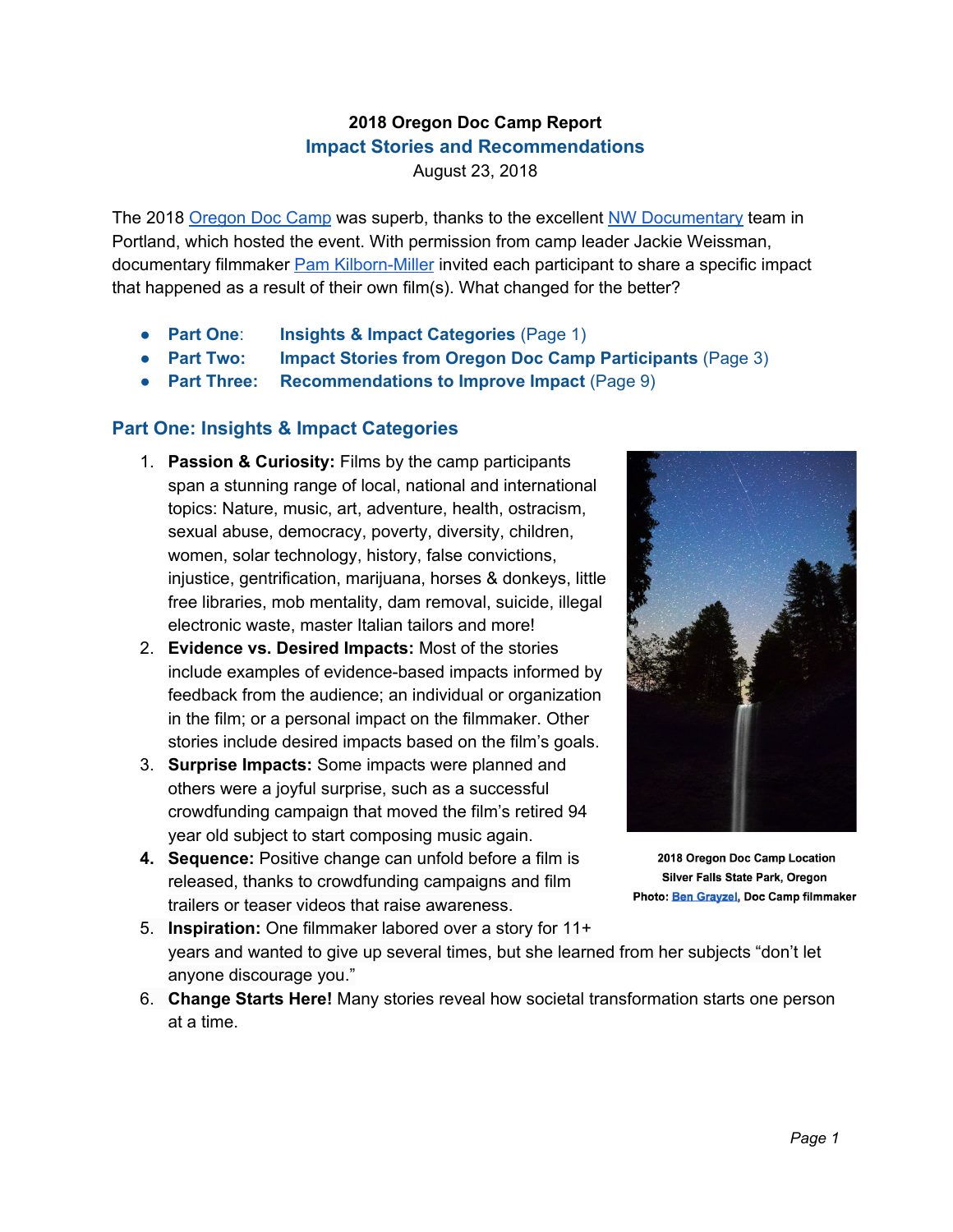**2018 Oregon Doc Camp Report**

## Impact Stories and Recommendations

August 23, 2018

The 2018 Oregon Doc Camp was superb, thanks to the excellent NW Documentary team in Portland, which hosted the event. With permission from camp leader Jackie Weissman, documentary filmmaker Pam Kilborn-Miller invited each participant to share a specific impact that happened as a result of their own film(s). What changed for the better?

- **Part One: Insights & Impact Categories** (Page 1)
- **Part Two: Impact Stories from Oregon Doc Camp Participants** (Page 3)
- **Part Three: Recommendations to Improve Impact** (Page 9)

## Part One: Insights & Impact Categories

1. **Passion & Curiosity:** Films by the camp participants span a stunning range of local, national and international topics: Nature, music, art, adventure, health, ostracism, sexual abuse, democracy, poverty, diversity, children, women, solar technology, history, false convictions, injustice, gentrification, marijuana, horses & donkeys, little free libraries, mob mentality, dam removal, suicide, illegal electronic waste, master Italian tailors and more!
2. **Evidence vs. Desired Impacts:** Most of the stories include examples of evidence-based impacts informed by feedback from the audience; an individual or organization in the film; or a personal impact on the filmmaker. Other stories include desired impacts based on the film's goals.
3. **Surprise Impacts:** Some impacts were planned and others were a joyful surprise, such as a successful crowdfunding campaign that moved the film's retired 94 year old subject to start composing music again.
4. **Sequence:** Positive change can unfold before a film is released, thanks to crowdfunding campaigns and film trailers or teaser videos that raise awareness.
5. **Inspiration:** One filmmaker labored over a story for 11+ years and wanted to give up several times, but she learned from her subjects "don't let anyone discourage you."
6. **Change Starts Here!** Many stories reveal how societal transformation starts one person at a time.

**2018 Oregon Doc Camp Location**
**Silver Falls State Park, Oregon**
**Photo: Ben Grayzel, Doc Camp filmmaker**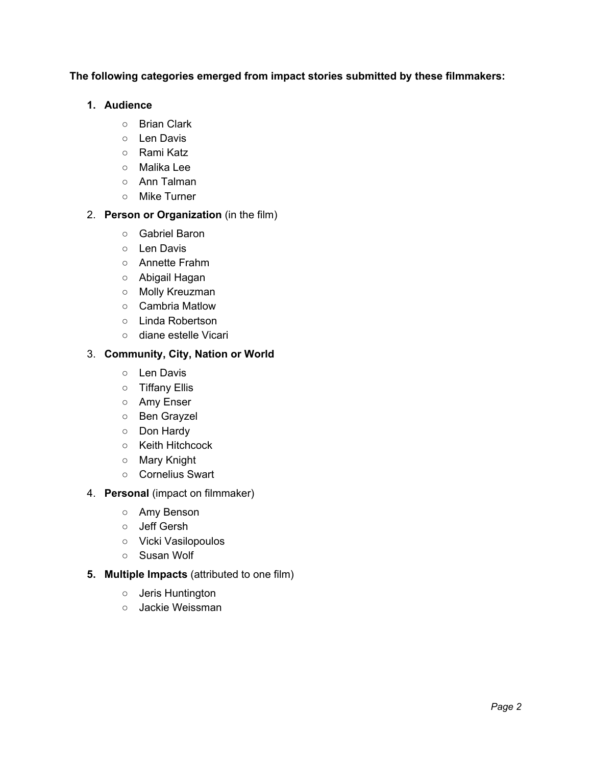**The following categories emerged from impact stories submitted by these filmmakers:**

1. **Audience**
    - Brian Clark
    - Len Davis
    - Rami Katz
    - Malika Lee
    - Ann Talman
    - Mike Turner
2. **Person or Organization** (in the film)
    - Gabriel Baron
    - Len Davis
    - Annette Frahm
    - Abigail Hagan
    - Molly Kreuzman
    - Cambria Matlow
    - Linda Robertson
    - diane estelle Vicari
3. **Community, City, Nation or World**
    - Len Davis
    - Tiffany Ellis
    - Amy Enser
    - Ben Grayzel
    - Don Hardy
    - Keith Hitchcock
    - Mary Knight
    - Cornelius Swart
4. **Personal** (impact on filmmaker)
    - Amy Benson
    - Jeff Gersh
    - Vicki Vasilopoulos
    - Susan Wolf
5. **Multiple Impacts** (attributed to one film)
    - Jeris Huntington
    - Jackie Weissman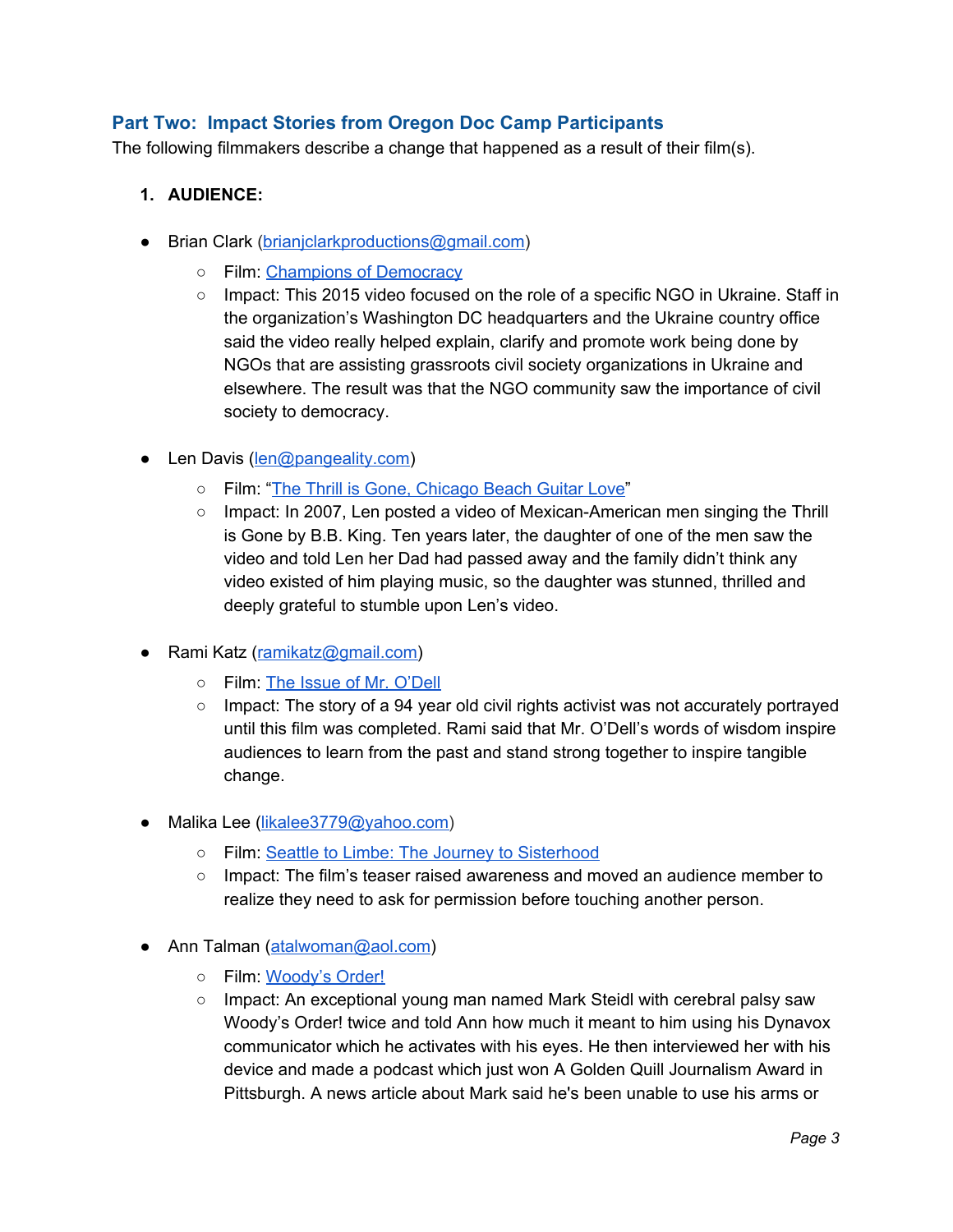## Part Two: Impact Stories from Oregon Doc Camp Participants

The following filmmakers describe a change that happened as a result of their film(s).

1. **AUDIENCE:**

- Brian Clark (brianjclarkproductions@gmail.com)
  - Film: Champions of Democracy
  - Impact: This 2015 video focused on the role of a specific NGO in Ukraine. Staff in the organization's Washington DC headquarters and the Ukraine country office said the video really helped explain, clarify and promote work being done by NGOs that are assisting grassroots civil society organizations in Ukraine and elsewhere. The result was that the NGO community saw the importance of civil society to democracy.

- Len Davis (len@pangeality.com)
  - Film: "The Thrill is Gone, Chicago Beach Guitar Love"
  - Impact: In 2007, Len posted a video of Mexican-American men singing the Thrill is Gone by B.B. King. Ten years later, the daughter of one of the men saw the video and told Len her Dad had passed away and the family didn't think any video existed of him playing music, so the daughter was stunned, thrilled and deeply grateful to stumble upon Len's video.

- Rami Katz (ramikatz@gmail.com)
  - Film: The Issue of Mr. O'Dell
  - Impact: The story of a 94 year old civil rights activist was not accurately portrayed until this film was completed. Rami said that Mr. O'Dell's words of wisdom inspire audiences to learn from the past and stand strong together to inspire tangible change.

- Malika Lee (likalee3779@yahoo.com)
  - Film: Seattle to Limbe: The Journey to Sisterhood
  - Impact: The film's teaser raised awareness and moved an audience member to realize they need to ask for permission before touching another person.

- Ann Talman (atalwoman@aol.com)
  - Film: Woody's Order!
  - Impact: An exceptional young man named Mark Steidl with cerebral palsy saw Woody's Order! twice and told Ann how much it meant to him using his Dynavox communicator which he activates with his eyes. He then interviewed her with his device and made a podcast which just won A Golden Quill Journalism Award in Pittsburgh. A news article about Mark said he's been unable to use his arms or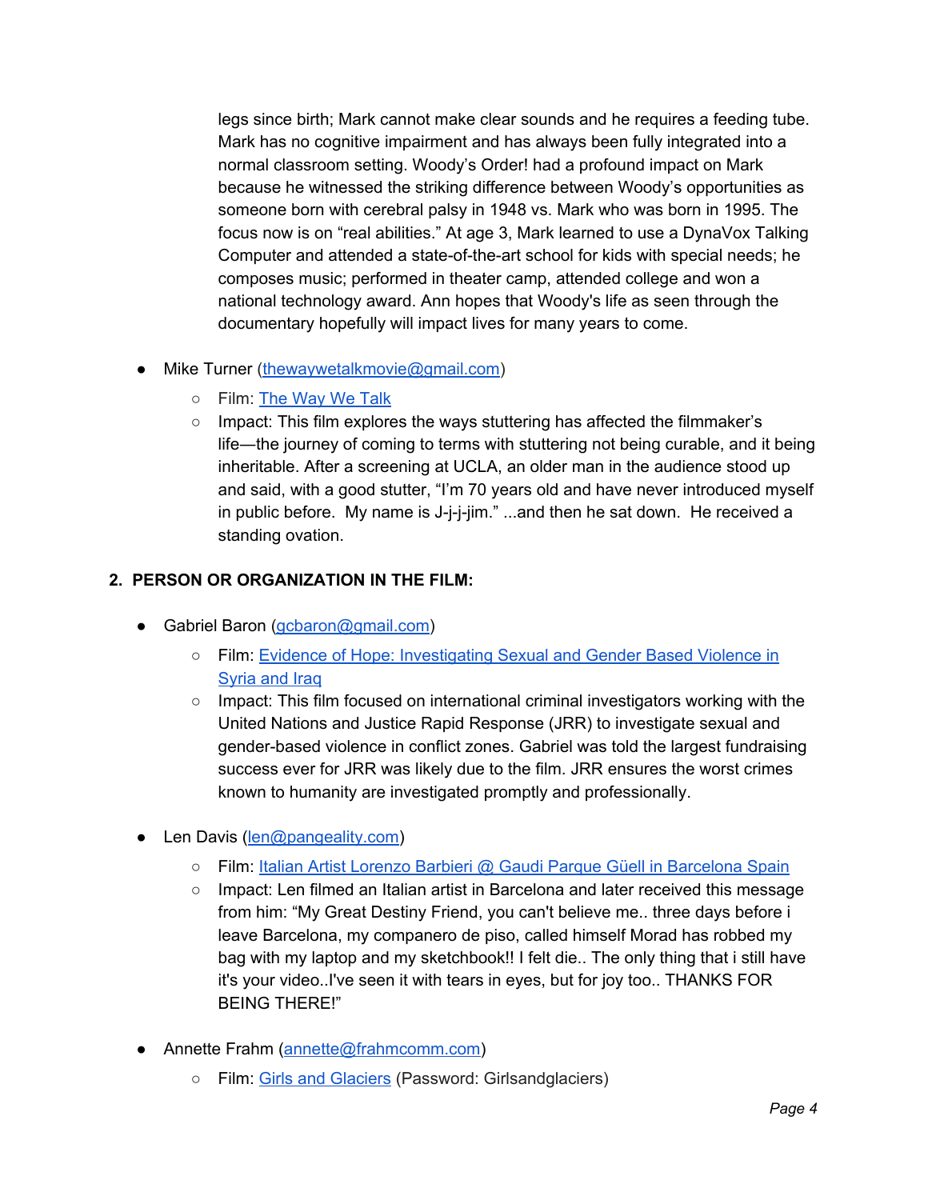legs since birth; Mark cannot make clear sounds and he requires a feeding tube. Mark has no cognitive impairment and has always been fully integrated into a normal classroom setting. Woody's Order! had a profound impact on Mark because he witnessed the striking difference between Woody's opportunities as someone born with cerebral palsy in 1948 vs. Mark who was born in 1995. The focus now is on "real abilities." At age 3, Mark learned to use a DynaVox Talking Computer and attended a state-of-the-art school for kids with special needs; he composes music; performed in theater camp, attended college and won a national technology award. Ann hopes that Woody's life as seen through the documentary hopefully will impact lives for many years to come.

- Mike Turner (thewaywetalkmovie@gmail.com)
  - Film: The Way We Talk
  - Impact: This film explores the ways stuttering has affected the filmmaker's life—the journey of coming to terms with stuttering not being curable, and it being inheritable. After a screening at UCLA, an older man in the audience stood up and said, with a good stutter, "I'm 70 years old and have never introduced myself in public before. My name is J-j-j-jim." ...and then he sat down. He received a standing ovation.

## 2. PERSON OR ORGANIZATION IN THE FILM:

- Gabriel Baron (gcbaron@gmail.com)
  - Film: Evidence of Hope: Investigating Sexual and Gender Based Violence in Syria and Iraq
  - Impact: This film focused on international criminal investigators working with the United Nations and Justice Rapid Response (JRR) to investigate sexual and gender-based violence in conflict zones. Gabriel was told the largest fundraising success ever for JRR was likely due to the film. JRR ensures the worst crimes known to humanity are investigated promptly and professionally.

- Len Davis (len@pangeality.com)
  - Film: Italian Artist Lorenzo Barbieri @ Gaudi Parque Güell in Barcelona Spain
  - Impact: Len filmed an Italian artist in Barcelona and later received this message from him: "My Great Destiny Friend, you can't believe me.. three days before i leave Barcelona, my companero de piso, called himself Morad has robbed my bag with my laptop and my sketchbook!! I felt die.. The only thing that i still have it's your video..I've seen it with tears in eyes, but for joy too.. THANKS FOR BEING THERE!"

- Annette Frahm (annette@frahmcomm.com)
  - Film: Girls and Glaciers (Password: Girlsandglaciers)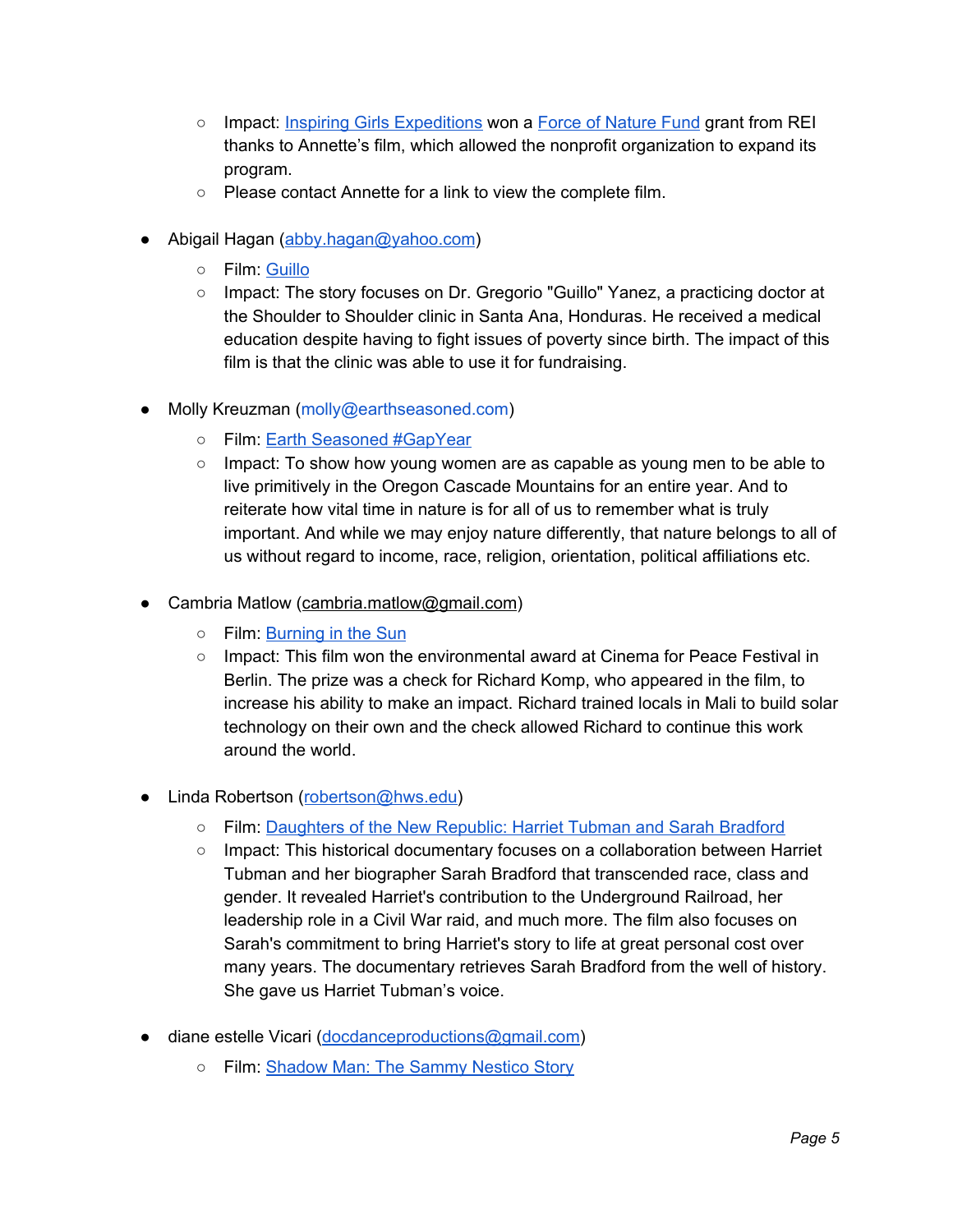- Impact: Inspiring Girls Expeditions won a Force of Nature Fund grant from REI thanks to Annette's film, which allowed the nonprofit organization to expand its program.
  - Please contact Annette for a link to view the complete film.

- Abigail Hagan (abby.hagan@yahoo.com)
  - Film: Guillo
  - Impact: The story focuses on Dr. Gregorio "Guillo" Yanez, a practicing doctor at the Shoulder to Shoulder clinic in Santa Ana, Honduras. He received a medical education despite having to fight issues of poverty since birth. The impact of this film is that the clinic was able to use it for fundraising.

- Molly Kreuzman (molly@earthseasoned.com)
  - Film: Earth Seasoned #GapYear
  - Impact: To show how young women are as capable as young men to be able to live primitively in the Oregon Cascade Mountains for an entire year. And to reiterate how vital time in nature is for all of us to remember what is truly important. And while we may enjoy nature differently, that nature belongs to all of us without regard to income, race, religion, orientation, political affiliations etc.

- Cambria Matlow (cambria.matlow@gmail.com)
  - Film: Burning in the Sun
  - Impact: This film won the environmental award at Cinema for Peace Festival in Berlin. The prize was a check for Richard Komp, who appeared in the film, to increase his ability to make an impact. Richard trained locals in Mali to build solar technology on their own and the check allowed Richard to continue this work around the world.

- Linda Robertson (robertson@hws.edu)
  - Film: Daughters of the New Republic: Harriet Tubman and Sarah Bradford
  - Impact: This historical documentary focuses on a collaboration between Harriet Tubman and her biographer Sarah Bradford that transcended race, class and gender. It revealed Harriet's contribution to the Underground Railroad, her leadership role in a Civil War raid, and much more. The film also focuses on Sarah's commitment to bring Harriet's story to life at great personal cost over many years. The documentary retrieves Sarah Bradford from the well of history. She gave us Harriet Tubman's voice.

- diane estelle Vicari (docdanceproductions@gmail.com)
  - Film: Shadow Man: The Sammy Nestico Story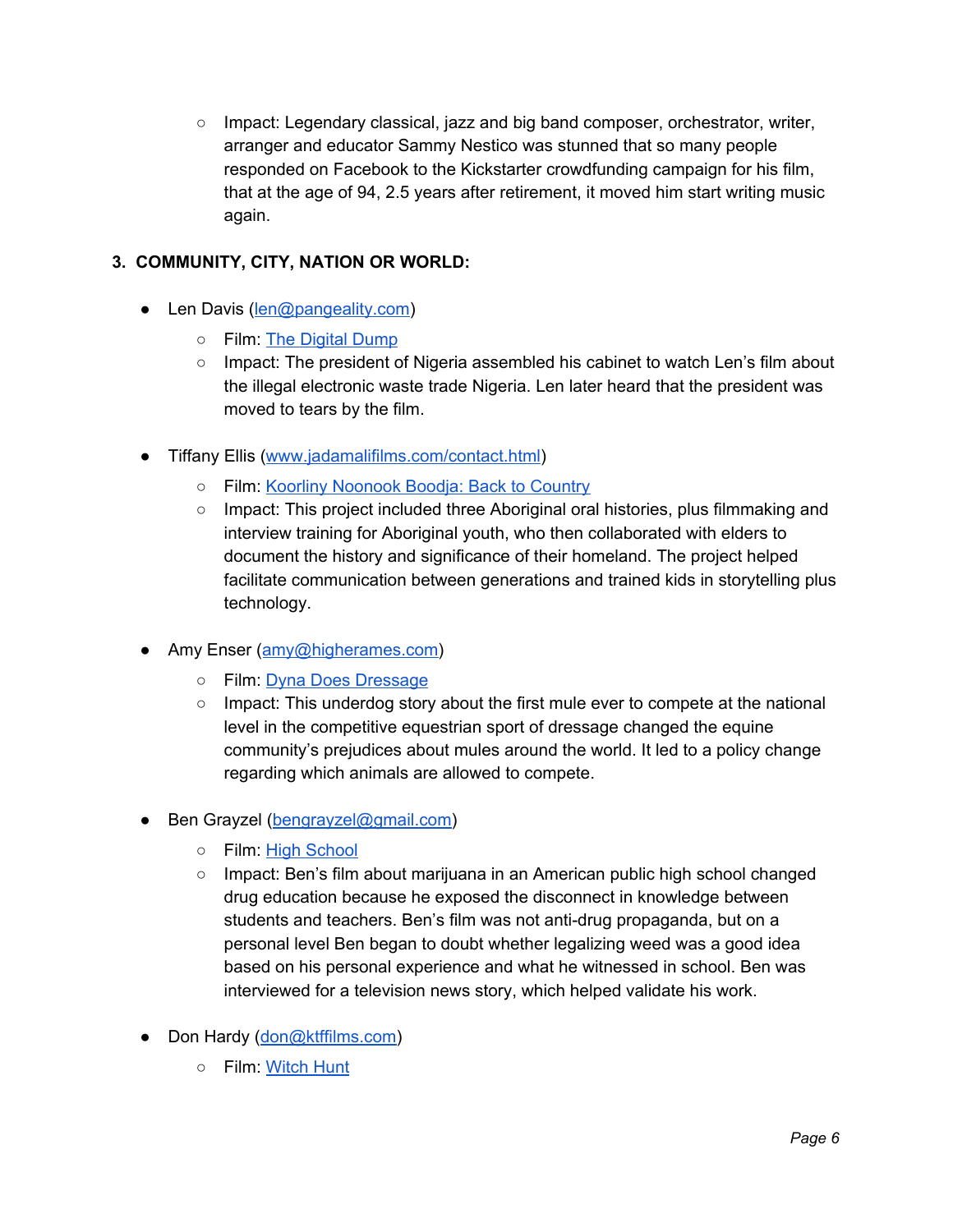- Impact: Legendary classical, jazz and big band composer, orchestrator, writer, arranger and educator Sammy Nestico was stunned that so many people responded on Facebook to the Kickstarter crowdfunding campaign for his film, that at the age of 94, 2.5 years after retirement, it moved him start writing music again.

### 3. COMMUNITY, CITY, NATION OR WORLD:

- Len Davis ([len@pangeality.com](mailto:len@pangeality.com))
    - Film: [The Digital Dump]()
    - Impact: The president of Nigeria assembled his cabinet to watch Len's film about the illegal electronic waste trade Nigeria. Len later heard that the president was moved to tears by the film.

- Tiffany Ellis ([www.jadamalifilms.com/contact.html](http://www.jadamalifilms.com/contact.html))
    - Film: [Koorliny Noonook Boodja: Back to Country]()
    - Impact: This project included three Aboriginal oral histories, plus filmmaking and interview training for Aboriginal youth, who then collaborated with elders to document the history and significance of their homeland. The project helped facilitate communication between generations and trained kids in storytelling plus technology.

- Amy Enser ([amy@higherames.com](mailto:amy@higherames.com))
    - Film: [Dyna Does Dressage]()
    - Impact: This underdog story about the first mule ever to compete at the national level in the competitive equestrian sport of dressage changed the equine community's prejudices about mules around the world. It led to a policy change regarding which animals are allowed to compete.

- Ben Grayzel ([bengrayzel@gmail.com](mailto:bengrayzel@gmail.com))
    - Film: [High School]()
    - Impact: Ben's film about marijuana in an American public high school changed drug education because he exposed the disconnect in knowledge between students and teachers. Ben's film was not anti-drug propaganda, but on a personal level Ben began to doubt whether legalizing weed was a good idea based on his personal experience and what he witnessed in school. Ben was interviewed for a television news story, which helped validate his work.

- Don Hardy ([don@ktffilms.com](mailto:don@ktffilms.com))
    - Film: [Witch Hunt]()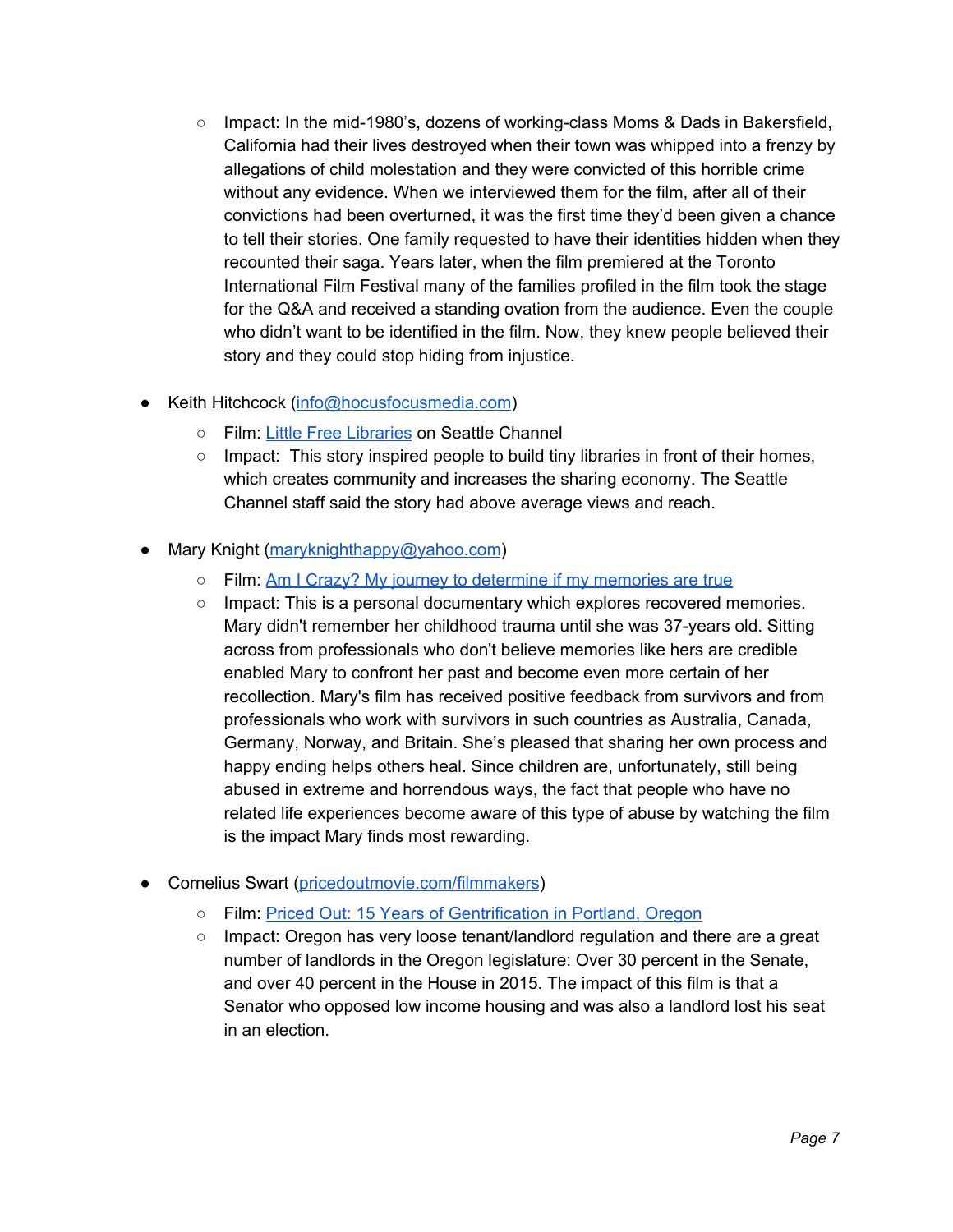- Impact: In the mid-1980's, dozens of working-class Moms & Dads in Bakersfield, California had their lives destroyed when their town was whipped into a frenzy by allegations of child molestation and they were convicted of this horrible crime without any evidence. When we interviewed them for the film, after all of their convictions had been overturned, it was the first time they'd been given a chance to tell their stories. One family requested to have their identities hidden when they recounted their saga. Years later, when the film premiered at the Toronto International Film Festival many of the families profiled in the film took the stage for the Q&A and received a standing ovation from the audience. Even the couple who didn't want to be identified in the film. Now, they knew people believed their story and they could stop hiding from injustice.

- Keith Hitchcock (info@hocusfocusmedia.com)
    - Film: Little Free Libraries on Seattle Channel
    - Impact: This story inspired people to build tiny libraries in front of their homes, which creates community and increases the sharing economy. The Seattle Channel staff said the story had above average views and reach.

- Mary Knight (maryknighthappy@yahoo.com)
    - Film: Am I Crazy? My journey to determine if my memories are true
    - Impact: This is a personal documentary which explores recovered memories. Mary didn't remember her childhood trauma until she was 37-years old. Sitting across from professionals who don't believe memories like hers are credible enabled Mary to confront her past and become even more certain of her recollection. Mary's film has received positive feedback from survivors and from professionals who work with survivors in such countries as Australia, Canada, Germany, Norway, and Britain. She's pleased that sharing her own process and happy ending helps others heal. Since children are, unfortunately, still being abused in extreme and horrendous ways, the fact that people who have no related life experiences become aware of this type of abuse by watching the film is the impact Mary finds most rewarding.

- Cornelius Swart (pricedoutmovie.com/filmmakers)
    - Film: Priced Out: 15 Years of Gentrification in Portland, Oregon
    - Impact: Oregon has very loose tenant/landlord regulation and there are a great number of landlords in the Oregon legislature: Over 30 percent in the Senate, and over 40 percent in the House in 2015. The impact of this film is that a Senator who opposed low income housing and was also a landlord lost his seat in an election.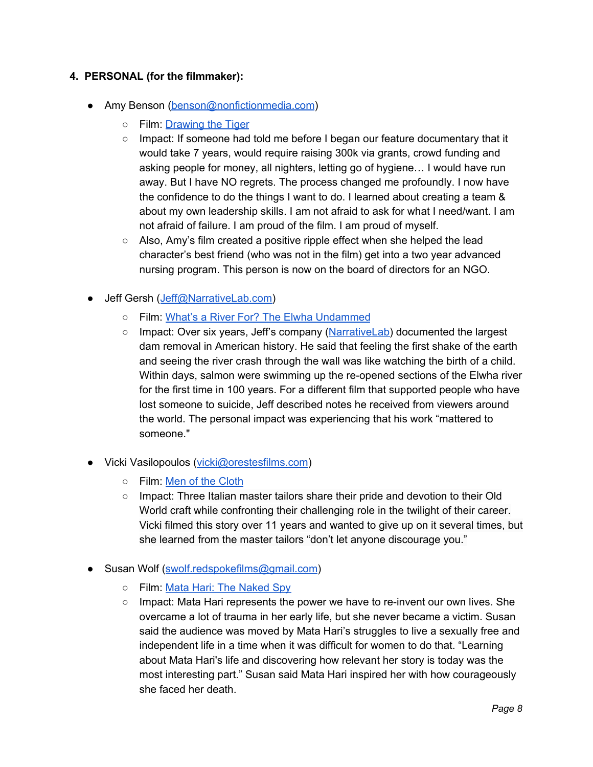4. **PERSONAL (for the filmmaker):**

- Amy Benson (benson@nonfictionmedia.com)
    - Film: Drawing the Tiger
    - Impact: If someone had told me before I began our feature documentary that it would take 7 years, would require raising 300k via grants, crowd funding and asking people for money, all nighters, letting go of hygiene… I would have run away. But I have NO regrets. The process changed me profoundly. I now have the confidence to do the things I want to do. I learned about creating a team & about my own leadership skills. I am not afraid to ask for what I need/want. I am not afraid of failure. I am proud of the film. I am proud of myself.
    - Also, Amy's film created a positive ripple effect when she helped the lead character's best friend (who was not in the film) get into a two year advanced nursing program. This person is now on the board of directors for an NGO.

- Jeff Gersh (Jeff@NarrativeLab.com)
    - Film: What's a River For? The Elwha Undammed
    - Impact: Over six years, Jeff's company (NarrativeLab) documented the largest dam removal in American history. He said that feeling the first shake of the earth and seeing the river crash through the wall was like watching the birth of a child. Within days, salmon were swimming up the re-opened sections of the Elwha river for the first time in 100 years. For a different film that supported people who have lost someone to suicide, Jeff described notes he received from viewers around the world. The personal impact was experiencing that his work "mattered to someone."

- Vicki Vasilopoulos (vicki@orestesfilms.com)
    - Film: Men of the Cloth
    - Impact: Three Italian master tailors share their pride and devotion to their Old World craft while confronting their challenging role in the twilight of their career. Vicki filmed this story over 11 years and wanted to give up on it several times, but she learned from the master tailors "don't let anyone discourage you."

- Susan Wolf (swolf.redspokefilms@gmail.com)
    - Film: Mata Hari: The Naked Spy
    - Impact: Mata Hari represents the power we have to re-invent our own lives. She overcame a lot of trauma in her early life, but she never became a victim. Susan said the audience was moved by Mata Hari's struggles to live a sexually free and independent life in a time when it was difficult for women to do that. "Learning about Mata Hari's life and discovering how relevant her story is today was the most interesting part." Susan said Mata Hari inspired her with how courageously she faced her death.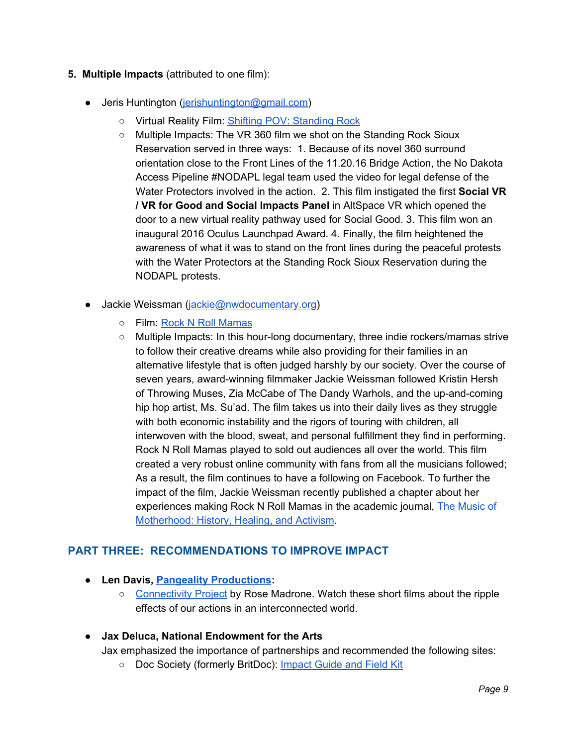5. **Multiple Impacts** (attributed to one film):

- Jeris Huntington (jerishuntington@gmail.com)
  - Virtual Reality Film: Shifting POV: Standing Rock
  - Multiple Impacts: The VR 360 film we shot on the Standing Rock Sioux Reservation served in three ways: 1. Because of its novel 360 surround orientation close to the Front Lines of the 11.20.16 Bridge Action, the No Dakota Access Pipeline #NODAPL legal team used the video for legal defense of the Water Protectors involved in the action. 2. This film instigated the first **Social VR / VR for Good and Social Impacts Panel** in AltSpace VR which opened the door to a new virtual reality pathway used for Social Good. 3. This film won an inaugural 2016 Oculus Launchpad Award. 4. Finally, the film heightened the awareness of what it was to stand on the front lines during the peaceful protests with the Water Protectors at the Standing Rock Sioux Reservation during the NODAPL protests.

- Jackie Weissman (jackie@nwdocumentary.org)
  - Film: Rock N Roll Mamas
  - Multiple Impacts: In this hour-long documentary, three indie rockers/mamas strive to follow their creative dreams while also providing for their families in an alternative lifestyle that is often judged harshly by our society. Over the course of seven years, award-winning filmmaker Jackie Weissman followed Kristin Hersh of Throwing Muses, Zia McCabe of The Dandy Warhols, and the up-and-coming hip hop artist, Ms. Su'ad. The film takes us into their daily lives as they struggle with both economic instability and the rigors of touring with children, all interwoven with the blood, sweat, and personal fulfillment they find in performing. Rock N Roll Mamas played to sold out audiences all over the world. This film created a very robust online community with fans from all the musicians followed; As a result, the film continues to have a following on Facebook. To further the impact of the film, Jackie Weissman recently published a chapter about her experiences making Rock N Roll Mamas in the academic journal, The Music of Motherhood: History, Healing, and Activism.

## PART THREE: RECOMMENDATIONS TO IMPROVE IMPACT

- **Len Davis, Pangeality Productions:**
  - Connectivity Project by Rose Madrone. Watch these short films about the ripple effects of our actions in an interconnected world.

- **Jax Deluca, National Endowment for the Arts**
  Jax emphasized the importance of partnerships and recommended the following sites:
  - Doc Society (formerly BritDoc): Impact Guide and Field Kit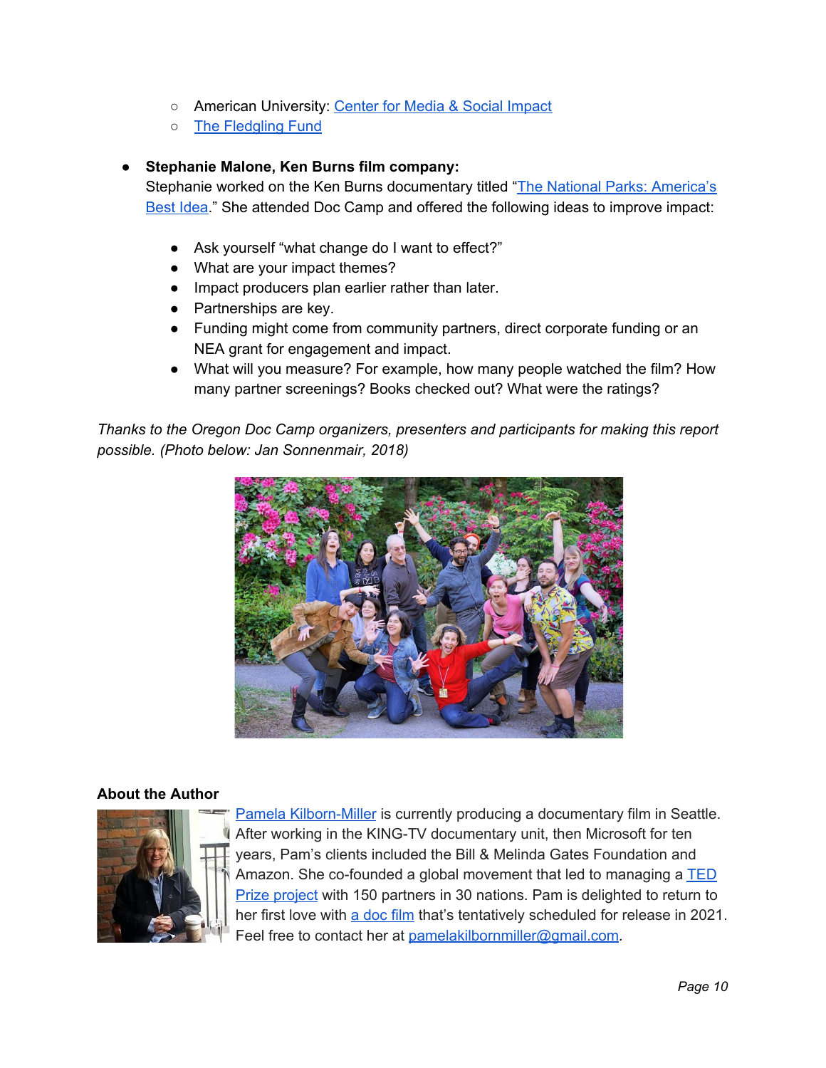- American University: Center for Media & Social Impact
   - The Fledgling Fund

- **Stephanie Malone, Ken Burns film company:**
  Stephanie worked on the Ken Burns documentary titled "The National Parks: America's Best Idea." She attended Doc Camp and offered the following ideas to improve impact:

   - Ask yourself "what change do I want to effect?"
   - What are your impact themes?
   - Impact producers plan earlier rather than later.
   - Partnerships are key.
   - Funding might come from community partners, direct corporate funding or an NEA grant for engagement and impact.
   - What will you measure? For example, how many people watched the film? How many partner screenings? Books checked out? What were the ratings?

*Thanks to the Oregon Doc Camp organizers, presenters and participants for making this report possible. (Photo below: Jan Sonnenmair, 2018)*

**About the Author**

Pamela Kilborn-Miller is currently producing a documentary film in Seattle. After working in the KING-TV documentary unit, then Microsoft for ten years, Pam's clients included the Bill & Melinda Gates Foundation and Amazon. She co-founded a global movement that led to managing a TED Prize project with 150 partners in 30 nations. Pam is delighted to return to her first love with a doc film that's tentatively scheduled for release in 2021. Feel free to contact her at pamelakilbornmiller@gmail.com.